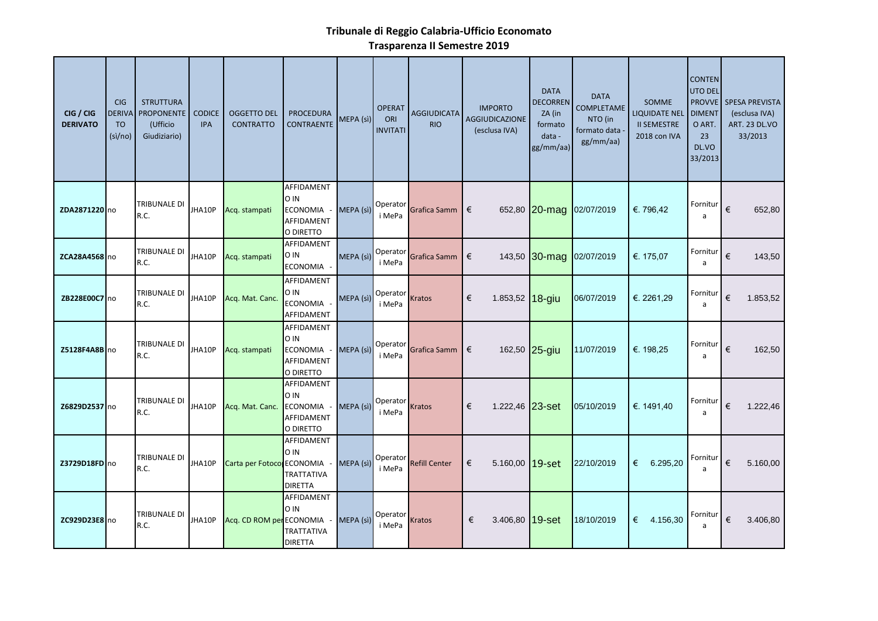# Tribunale di Reggio Calabria-Ufficio Economato
## Trasparenza II Semestre 2019

| CIG / CIG DERIVATO | CIG DERIVATO (si/no) | STRUTTURA PROPONENTE (Ufficio Giudiziario) | CODICE IPA | OGGETTO DEL CONTRATTO | PROCEDURA CONTRAENTE | MEPA (si) | OPERATORI INVITATI | AGGIUDICATARIO | IMPORTO AGGIUDICAZIONE (esclusa IVA) | DATA DECORRENZA (in formato data - gg/mm/aa) | DATA COMPLETAMENTO (in formato data - gg/mm/aa) | SOMME LIQUIDATE NEL II SEMESTRE 2018 con IVA | CONTENUTO DEL PROVVEDIMENTO ART. 23 DL.VO 33/2013 | SPESA PREVISTA (esclusa IVA) ART. 23 DL.VO 33/2013 |
|---|---|---|---|---|---|---|---|---|---|---|---|---|---|---|
| ZDA2871220 | no | TRIBUNALE DI R.C. | JHA10P | Acq. stampati | AFFIDAMENTO IN ECONOMIA - AFFIDAMENTO DIRETTO | MEPA (si) | Operatori MePa | Grafica Samm | € 652,80 | 20-mag | 02/07/2019 | €. 796,42 | Fornitura | € 652,80 |
| ZCA28A4568 | no | TRIBUNALE DI R.C. | JHA10P | Acq. stampati | AFFIDAMENTO IN ECONOMIA - | MEPA (si) | Operatori MePa | Grafica Samm | € 143,50 | 30-mag | 02/07/2019 | €. 175,07 | Fornitura | € 143,50 |
| ZB228E00C7 | no | TRIBUNALE DI R.C. | JHA10P | Acq. Mat. Canc. | AFFIDAMENTO IN ECONOMIA - AFFIDAMENTO | MEPA (si) | Operatori MePa | Kratos | € 1.853,52 | 18-giu | 06/07/2019 | €. 2261,29 | Fornitura | € 1.853,52 |
| Z5128F4A8B | no | TRIBUNALE DI R.C. | JHA10P | Acq. stampati | AFFIDAMENTO IN ECONOMIA - AFFIDAMENTO DIRETTO | MEPA (si) | Operatori MePa | Grafica Samm | € 162,50 | 25-giu | 11/07/2019 | €. 198,25 | Fornitura | € 162,50 |
| Z6829D2537 | no | TRIBUNALE DI R.C. | JHA10P | Acq. Mat. Canc. | AFFIDAMENTO IN ECONOMIA - AFFIDAMENTO DIRETTO | MEPA (si) | Operatori MePa | Kratos | € 1.222,46 | 23-set | 05/10/2019 | €. 1491,40 | Fornitura | € 1.222,46 |
| Z3729D18FD | no | TRIBUNALE DI R.C. | JHA10P | Carta per Fotoco | AFFIDAMENTO IN ECONOMIA - TRATTATIVA DIRETTA | MEPA (si) | Operatori MePa | Refill Center | € 5.160,00 | 19-set | 22/10/2019 | € 6.295,20 | Fornitura | € 5.160,00 |
| ZC929D23E8 | no | TRIBUNALE DI R.C. | JHA10P | Acq. CD ROM per | AFFIDAMENTO IN ECONOMIA - TRATTATIVA DIRETTA | MEPA (si) | Operatori MePa | Kratos | € 3.406,80 | 19-set | 18/10/2019 | € 4.156,30 | Fornitura | € 3.406,80 |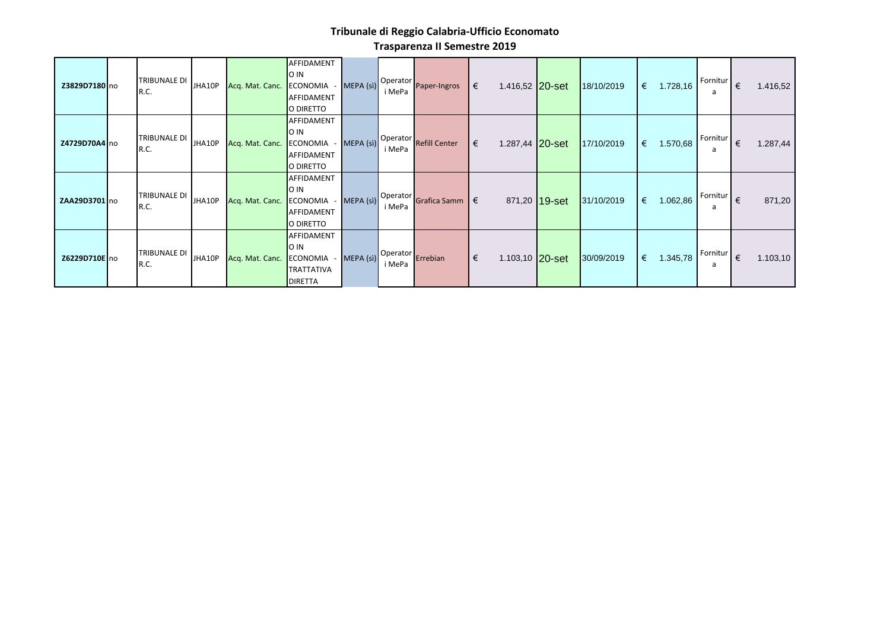**Tribunale di Reggio Calabria-Ufficio Economato**

**Trasparenza II Semestre 2019**

| | | | | | | | | | | | | | | |
|---|---|---|---|---|---|---|---|---|---|---|---|---|---|---|
| **Z3829D7180** | no | TRIBUNALE DI R.C. | JHA10P | Acq. Mat. Canc. | AFFIDAMENTO IN ECONOMIA - AFFIDAMENTO DIRETTO | MEPA (si) | Operatori MePa | Paper-Ingros | € 1.416,52 | 20-set | 18/10/2019 | € 1.728,16 | Fornitura | € 1.416,52 |
| **Z4729D70A4** | no | TRIBUNALE DI R.C. | JHA10P | Acq. Mat. Canc. | AFFIDAMENTO IN ECONOMIA - AFFIDAMENTO DIRETTO | MEPA (si) | Operatori MePa | Refill Center | € 1.287,44 | 20-set | 17/10/2019 | € 1.570,68 | Fornitura | € 1.287,44 |
| **ZAA29D3701** | no | TRIBUNALE DI R.C. | JHA10P | Acq. Mat. Canc. | AFFIDAMENTO IN ECONOMIA - AFFIDAMENTO DIRETTO | MEPA (si) | Operatori MePa | Grafica Samm | € 871,20 | 19-set | 31/10/2019 | € 1.062,86 | Fornitura | € 871,20 |
| **Z6229D710E** | no | TRIBUNALE DI R.C. | JHA10P | Acq. Mat. Canc. | AFFIDAMENTO IN ECONOMIA - TRATTATIVA DIRETTA | MEPA (si) | Operatori MePa | Errebian | € 1.103,10 | 20-set | 30/09/2019 | € 1.345,78 | Fornitura | € 1.103,10 |